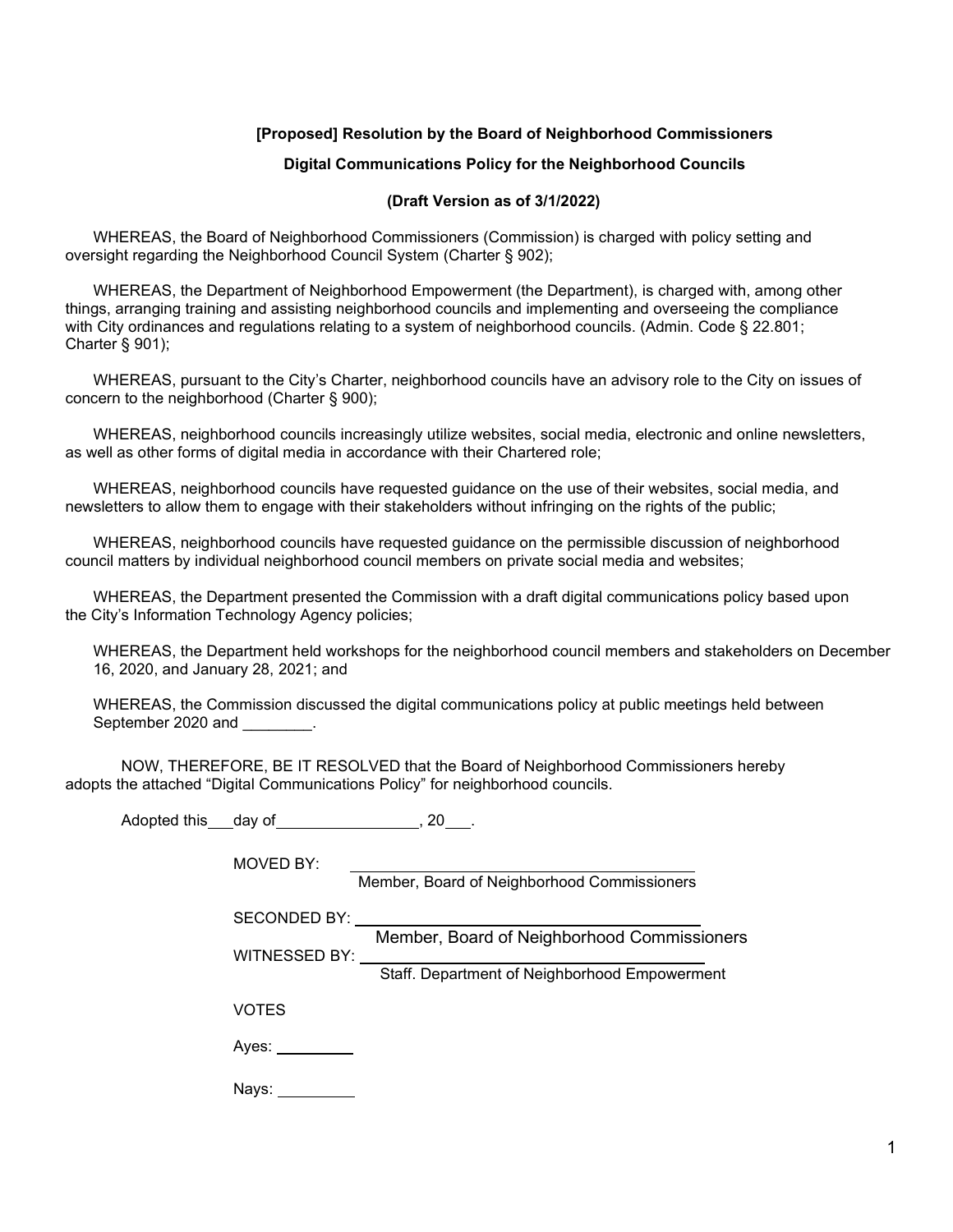**[Proposed] Resolution by the Board of Neighborhood Commissioners**

**Digital Communications Policy for the Neighborhood Councils**

**(Draft Version as of 3/1/2022)**

WHEREAS, the Board of Neighborhood Commissioners (Commission) is charged with policy setting and oversight regarding the Neighborhood Council System (Charter § 902);

WHEREAS, the Department of Neighborhood Empowerment (the Department), is charged with, among other things, arranging training and assisting neighborhood councils and implementing and overseeing the compliance with City ordinances and regulations relating to a system of neighborhood councils. (Admin. Code § 22.801; Charter § 901);

WHEREAS, pursuant to the City's Charter, neighborhood councils have an advisory role to the City on issues of concern to the neighborhood (Charter § 900);

WHEREAS, neighborhood councils increasingly utilize websites, social media, electronic and online newsletters, as well as other forms of digital media in accordance with their Chartered role;

WHEREAS, neighborhood councils have requested guidance on the use of their websites, social media, and newsletters to allow them to engage with their stakeholders without infringing on the rights of the public;

WHEREAS, neighborhood councils have requested guidance on the permissible discussion of neighborhood council matters by individual neighborhood council members on private social media and websites;

WHEREAS, the Department presented the Commission with a draft digital communications policy based upon the City's Information Technology Agency policies;

WHEREAS, the Department held workshops for the neighborhood council members and stakeholders on December 16, 2020, and January 28, 2021; and

WHEREAS, the Commission discussed the digital communications policy at public meetings held between September 2020 and ________.

NOW, THEREFORE, BE IT RESOLVED that the Board of Neighborhood Commissioners hereby adopts the attached "Digital Communications Policy" for neighborhood councils.

Adopted this___day of________________, 20___.

MOVED BY: ________________________________________
Member, Board of Neighborhood Commissioners

SECONDED BY: ________________________________________
Member, Board of Neighborhood Commissioners

WITNESSED BY: ________________________________________
Staff. Department of Neighborhood Empowerment

VOTES

Ayes: _________

Nays: _________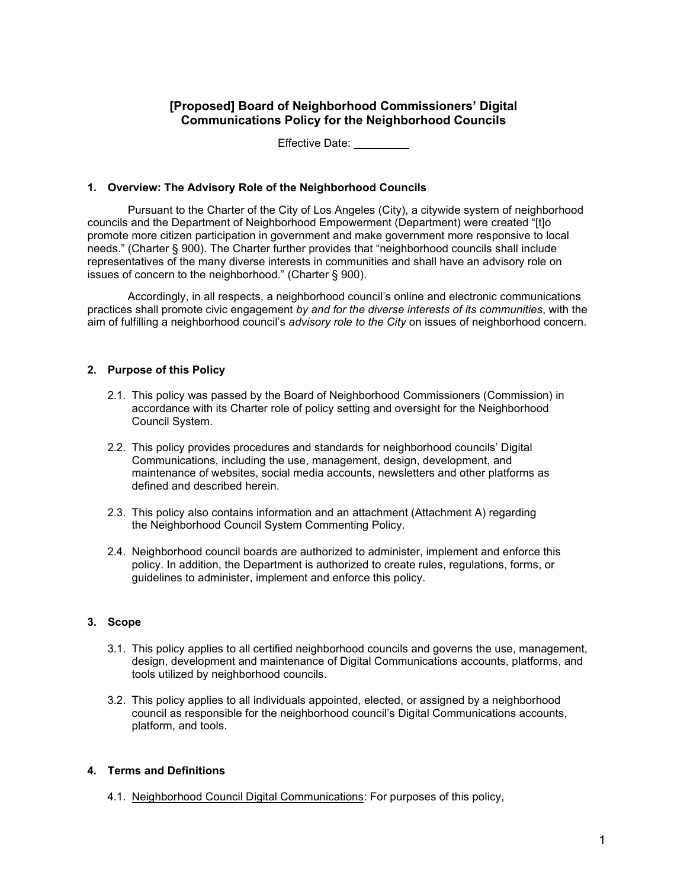## [Proposed] Board of Neighborhood Commissioners' Digital Communications Policy for the Neighborhood Councils

Effective Date: _________

### 1. Overview: The Advisory Role of the Neighborhood Councils

Pursuant to the Charter of the City of Los Angeles (City), a citywide system of neighborhood councils and the Department of Neighborhood Empowerment (Department) were created "[t]o promote more citizen participation in government and make government more responsive to local needs." (Charter § 900). The Charter further provides that "neighborhood councils shall include representatives of the many diverse interests in communities and shall have an advisory role on issues of concern to the neighborhood." (Charter § 900).

Accordingly, in all respects, a neighborhood council's online and electronic communications practices shall promote civic engagement *by and for the diverse interests of its communities*, with the aim of fulfilling a neighborhood council's *advisory role to the City* on issues of neighborhood concern.

### 2. Purpose of this Policy

2.1. This policy was passed by the Board of Neighborhood Commissioners (Commission) in accordance with its Charter role of policy setting and oversight for the Neighborhood Council System.

2.2. This policy provides procedures and standards for neighborhood councils' Digital Communications, including the use, management, design, development, and maintenance of websites, social media accounts, newsletters and other platforms as defined and described herein.

2.3. This policy also contains information and an attachment (Attachment A) regarding the Neighborhood Council System Commenting Policy.

2.4. Neighborhood council boards are authorized to administer, implement and enforce this policy. In addition, the Department is authorized to create rules, regulations, forms, or guidelines to administer, implement and enforce this policy.

### 3. Scope

3.1. This policy applies to all certified neighborhood councils and governs the use, management, design, development and maintenance of Digital Communications accounts, platforms, and tools utilized by neighborhood councils.

3.2. This policy applies to all individuals appointed, elected, or assigned by a neighborhood council as responsible for the neighborhood council's Digital Communications accounts, platform, and tools.

### 4. Terms and Definitions

4.1. <u>Neighborhood Council Digital Communications</u>: For purposes of this policy,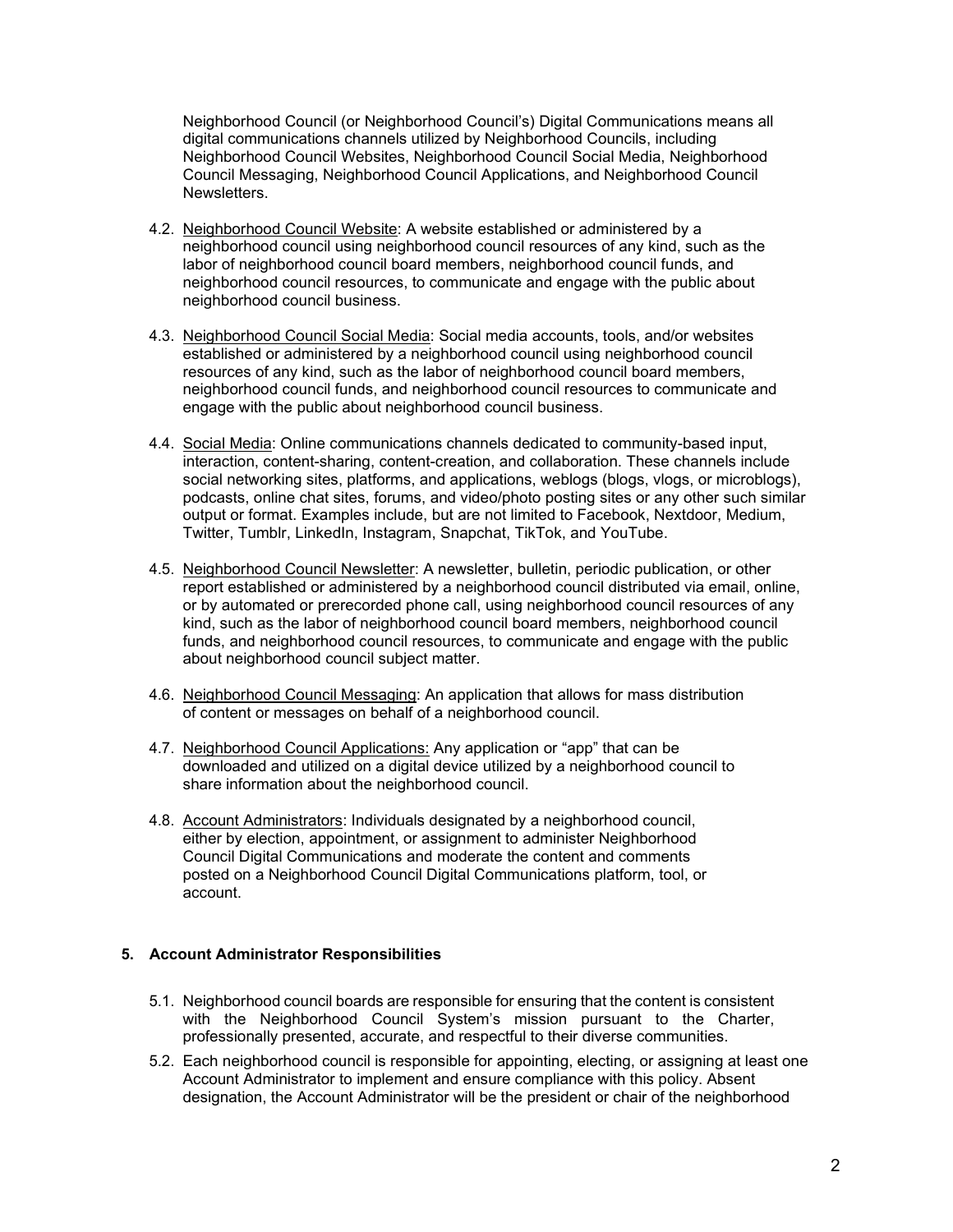Neighborhood Council (or Neighborhood Council's) Digital Communications means all digital communications channels utilized by Neighborhood Councils, including Neighborhood Council Websites, Neighborhood Council Social Media, Neighborhood Council Messaging, Neighborhood Council Applications, and Neighborhood Council Newsletters.

4.2. <u>Neighborhood Council Website</u>: A website established or administered by a neighborhood council using neighborhood council resources of any kind, such as the labor of neighborhood council board members, neighborhood council funds, and neighborhood council resources, to communicate and engage with the public about neighborhood council business.

4.3. <u>Neighborhood Council Social Media</u>: Social media accounts, tools, and/or websites established or administered by a neighborhood council using neighborhood council resources of any kind, such as the labor of neighborhood council board members, neighborhood council funds, and neighborhood council resources to communicate and engage with the public about neighborhood council business.

4.4. <u>Social Media</u>: Online communications channels dedicated to community-based input, interaction, content-sharing, content-creation, and collaboration. These channels include social networking sites, platforms, and applications, weblogs (blogs, vlogs, or microblogs), podcasts, online chat sites, forums, and video/photo posting sites or any other such similar output or format. Examples include, but are not limited to Facebook, Nextdoor, Medium, Twitter, Tumblr, LinkedIn, Instagram, Snapchat, TikTok, and YouTube.

4.5. <u>Neighborhood Council Newsletter</u>: A newsletter, bulletin, periodic publication, or other report established or administered by a neighborhood council distributed via email, online, or by automated or prerecorded phone call, using neighborhood council resources of any kind, such as the labor of neighborhood council board members, neighborhood council funds, and neighborhood council resources, to communicate and engage with the public about neighborhood council subject matter.

4.6. <u>Neighborhood Council Messaging</u>: An application that allows for mass distribution of content or messages on behalf of a neighborhood council.

4.7. <u>Neighborhood Council Applications:</u> Any application or "app" that can be downloaded and utilized on a digital device utilized by a neighborhood council to share information about the neighborhood council.

4.8. <u>Account Administrators</u>: Individuals designated by a neighborhood council, either by election, appointment, or assignment to administer Neighborhood Council Digital Communications and moderate the content and comments posted on a Neighborhood Council Digital Communications platform, tool, or account.

### 5. Account Administrator Responsibilities

5.1. Neighborhood council boards are responsible for ensuring that the content is consistent with the Neighborhood Council System's mission pursuant to the Charter, professionally presented, accurate, and respectful to their diverse communities.

5.2. Each neighborhood council is responsible for appointing, electing, or assigning at least one Account Administrator to implement and ensure compliance with this policy. Absent designation, the Account Administrator will be the president or chair of the neighborhood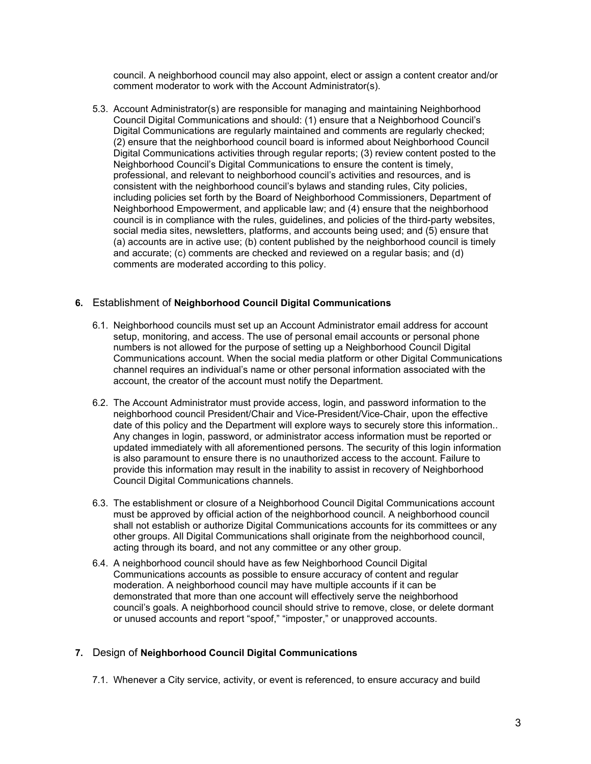council. A neighborhood council may also appoint, elect or assign a content creator and/or comment moderator to work with the Account Administrator(s).

5.3. Account Administrator(s) are responsible for managing and maintaining Neighborhood Council Digital Communications and should: (1) ensure that a Neighborhood Council's Digital Communications are regularly maintained and comments are regularly checked; (2) ensure that the neighborhood council board is informed about Neighborhood Council Digital Communications activities through regular reports; (3) review content posted to the Neighborhood Council's Digital Communications to ensure the content is timely, professional, and relevant to neighborhood council's activities and resources, and is consistent with the neighborhood council's bylaws and standing rules, City policies, including policies set forth by the Board of Neighborhood Commissioners, Department of Neighborhood Empowerment, and applicable law; and (4) ensure that the neighborhood council is in compliance with the rules, guidelines, and policies of the third-party websites, social media sites, newsletters, platforms, and accounts being used; and (5) ensure that (a) accounts are in active use; (b) content published by the neighborhood council is timely and accurate; (c) comments are checked and reviewed on a regular basis; and (d) comments are moderated according to this policy.

## 6. Establishment of **Neighborhood Council Digital Communications**

6.1. Neighborhood councils must set up an Account Administrator email address for account setup, monitoring, and access. The use of personal email accounts or personal phone numbers is not allowed for the purpose of setting up a Neighborhood Council Digital Communications account. When the social media platform or other Digital Communications channel requires an individual's name or other personal information associated with the account, the creator of the account must notify the Department.

6.2. The Account Administrator must provide access, login, and password information to the neighborhood council President/Chair and Vice-President/Vice-Chair, upon the effective date of this policy and the Department will explore ways to securely store this information.. Any changes in login, password, or administrator access information must be reported or updated immediately with all aforementioned persons. The security of this login information is also paramount to ensure there is no unauthorized access to the account. Failure to provide this information may result in the inability to assist in recovery of Neighborhood Council Digital Communications channels.

6.3. The establishment or closure of a Neighborhood Council Digital Communications account must be approved by official action of the neighborhood council. A neighborhood council shall not establish or authorize Digital Communications accounts for its committees or any other groups. All Digital Communications shall originate from the neighborhood council, acting through its board, and not any committee or any other group.

6.4. A neighborhood council should have as few Neighborhood Council Digital Communications accounts as possible to ensure accuracy of content and regular moderation. A neighborhood council may have multiple accounts if it can be demonstrated that more than one account will effectively serve the neighborhood council's goals. A neighborhood council should strive to remove, close, or delete dormant or unused accounts and report "spoof," "imposter," or unapproved accounts.

## 7. Design of **Neighborhood Council Digital Communications**

7.1. Whenever a City service, activity, or event is referenced, to ensure accuracy and build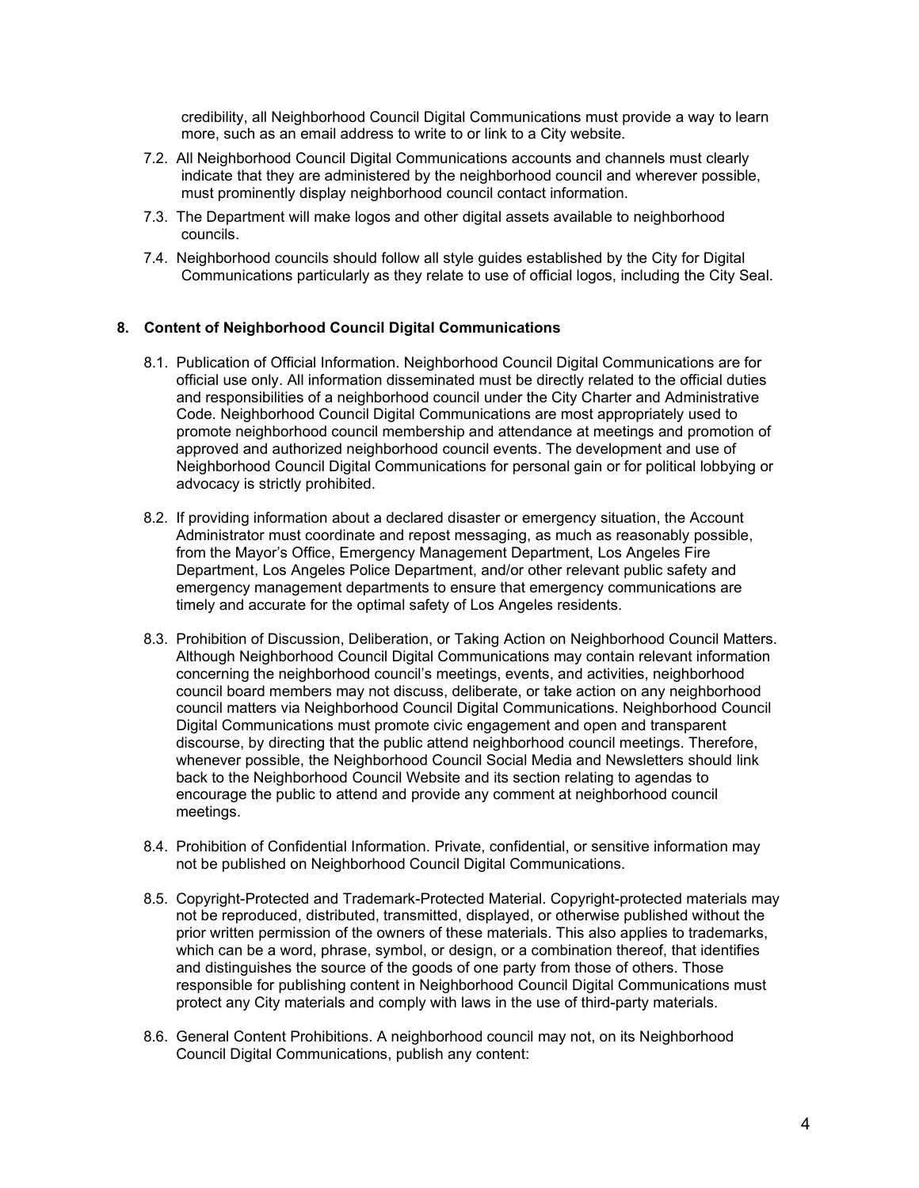credibility, all Neighborhood Council Digital Communications must provide a way to learn more, such as an email address to write to or link to a City website.

7.2. All Neighborhood Council Digital Communications accounts and channels must clearly indicate that they are administered by the neighborhood council and wherever possible, must prominently display neighborhood council contact information.

7.3. The Department will make logos and other digital assets available to neighborhood councils.

7.4. Neighborhood councils should follow all style guides established by the City for Digital Communications particularly as they relate to use of official logos, including the City Seal.

**8. Content of Neighborhood Council Digital Communications**

8.1. Publication of Official Information. Neighborhood Council Digital Communications are for official use only. All information disseminated must be directly related to the official duties and responsibilities of a neighborhood council under the City Charter and Administrative Code. Neighborhood Council Digital Communications are most appropriately used to promote neighborhood council membership and attendance at meetings and promotion of approved and authorized neighborhood council events. The development and use of Neighborhood Council Digital Communications for personal gain or for political lobbying or advocacy is strictly prohibited.

8.2. If providing information about a declared disaster or emergency situation, the Account Administrator must coordinate and repost messaging, as much as reasonably possible, from the Mayor's Office, Emergency Management Department, Los Angeles Fire Department, Los Angeles Police Department, and/or other relevant public safety and emergency management departments to ensure that emergency communications are timely and accurate for the optimal safety of Los Angeles residents.

8.3. Prohibition of Discussion, Deliberation, or Taking Action on Neighborhood Council Matters. Although Neighborhood Council Digital Communications may contain relevant information concerning the neighborhood council's meetings, events, and activities, neighborhood council board members may not discuss, deliberate, or take action on any neighborhood council matters via Neighborhood Council Digital Communications. Neighborhood Council Digital Communications must promote civic engagement and open and transparent discourse, by directing that the public attend neighborhood council meetings. Therefore, whenever possible, the Neighborhood Council Social Media and Newsletters should link back to the Neighborhood Council Website and its section relating to agendas to encourage the public to attend and provide any comment at neighborhood council meetings.

8.4. Prohibition of Confidential Information. Private, confidential, or sensitive information may not be published on Neighborhood Council Digital Communications.

8.5. Copyright-Protected and Trademark-Protected Material. Copyright-protected materials may not be reproduced, distributed, transmitted, displayed, or otherwise published without the prior written permission of the owners of these materials. This also applies to trademarks, which can be a word, phrase, symbol, or design, or a combination thereof, that identifies and distinguishes the source of the goods of one party from those of others. Those responsible for publishing content in Neighborhood Council Digital Communications must protect any City materials and comply with laws in the use of third-party materials.

8.6. General Content Prohibitions. A neighborhood council may not, on its Neighborhood Council Digital Communications, publish any content: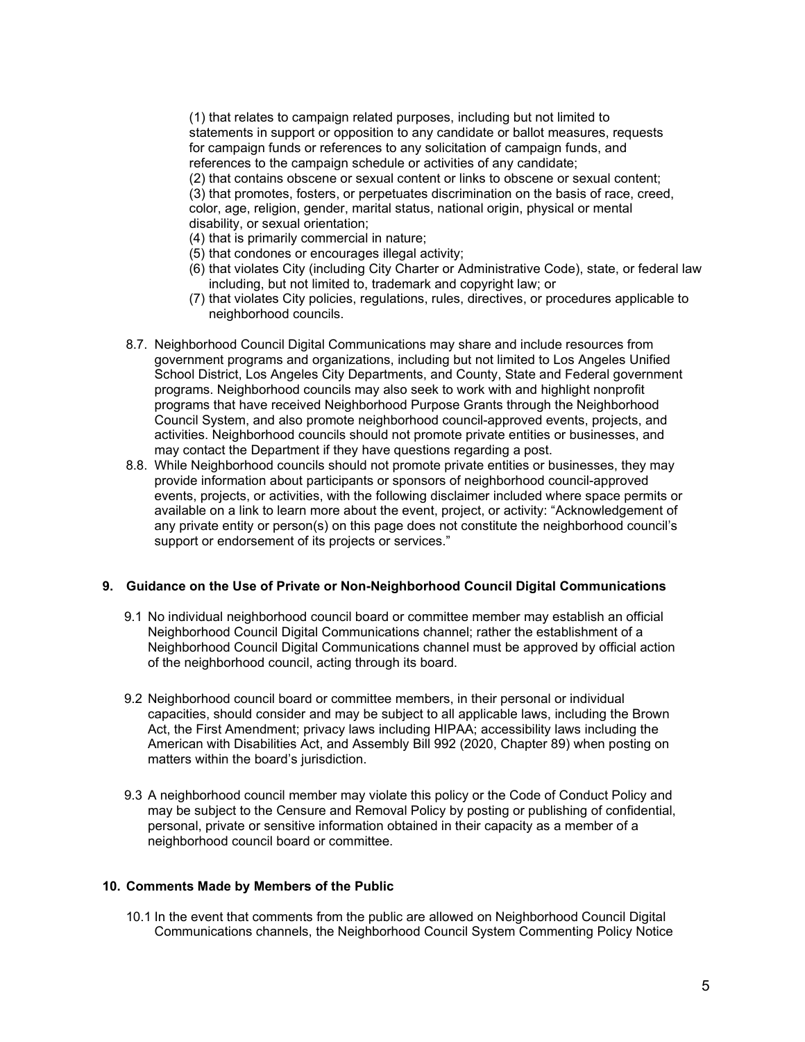(1) that relates to campaign related purposes, including but not limited to statements in support or opposition to any candidate or ballot measures, requests for campaign funds or references to any solicitation of campaign funds, and references to the campaign schedule or activities of any candidate;
(2) that contains obscene or sexual content or links to obscene or sexual content;
(3) that promotes, fosters, or perpetuates discrimination on the basis of race, creed, color, age, religion, gender, marital status, national origin, physical or mental disability, or sexual orientation;
(4) that is primarily commercial in nature;
(5) that condones or encourages illegal activity;
(6) that violates City (including City Charter or Administrative Code), state, or federal law including, but not limited to, trademark and copyright law; or
(7) that violates City policies, regulations, rules, directives, or procedures applicable to neighborhood councils.

8.7. Neighborhood Council Digital Communications may share and include resources from government programs and organizations, including but not limited to Los Angeles Unified School District, Los Angeles City Departments, and County, State and Federal government programs. Neighborhood councils may also seek to work with and highlight nonprofit programs that have received Neighborhood Purpose Grants through the Neighborhood Council System, and also promote neighborhood council-approved events, projects, and activities. Neighborhood councils should not promote private entities or businesses, and may contact the Department if they have questions regarding a post.

8.8. While Neighborhood councils should not promote private entities or businesses, they may provide information about participants or sponsors of neighborhood council-approved events, projects, or activities, with the following disclaimer included where space permits or available on a link to learn more about the event, project, or activity: "Acknowledgement of any private entity or person(s) on this page does not constitute the neighborhood council's support or endorsement of its projects or services."

## 9. Guidance on the Use of Private or Non-Neighborhood Council Digital Communications

9.1 No individual neighborhood council board or committee member may establish an official Neighborhood Council Digital Communications channel; rather the establishment of a Neighborhood Council Digital Communications channel must be approved by official action of the neighborhood council, acting through its board.

9.2 Neighborhood council board or committee members, in their personal or individual capacities, should consider and may be subject to all applicable laws, including the Brown Act, the First Amendment; privacy laws including HIPAA; accessibility laws including the American with Disabilities Act, and Assembly Bill 992 (2020, Chapter 89) when posting on matters within the board's jurisdiction.

9.3 A neighborhood council member may violate this policy or the Code of Conduct Policy and may be subject to the Censure and Removal Policy by posting or publishing of confidential, personal, private or sensitive information obtained in their capacity as a member of a neighborhood council board or committee.

## 10. Comments Made by Members of the Public

10.1 In the event that comments from the public are allowed on Neighborhood Council Digital Communications channels, the Neighborhood Council System Commenting Policy Notice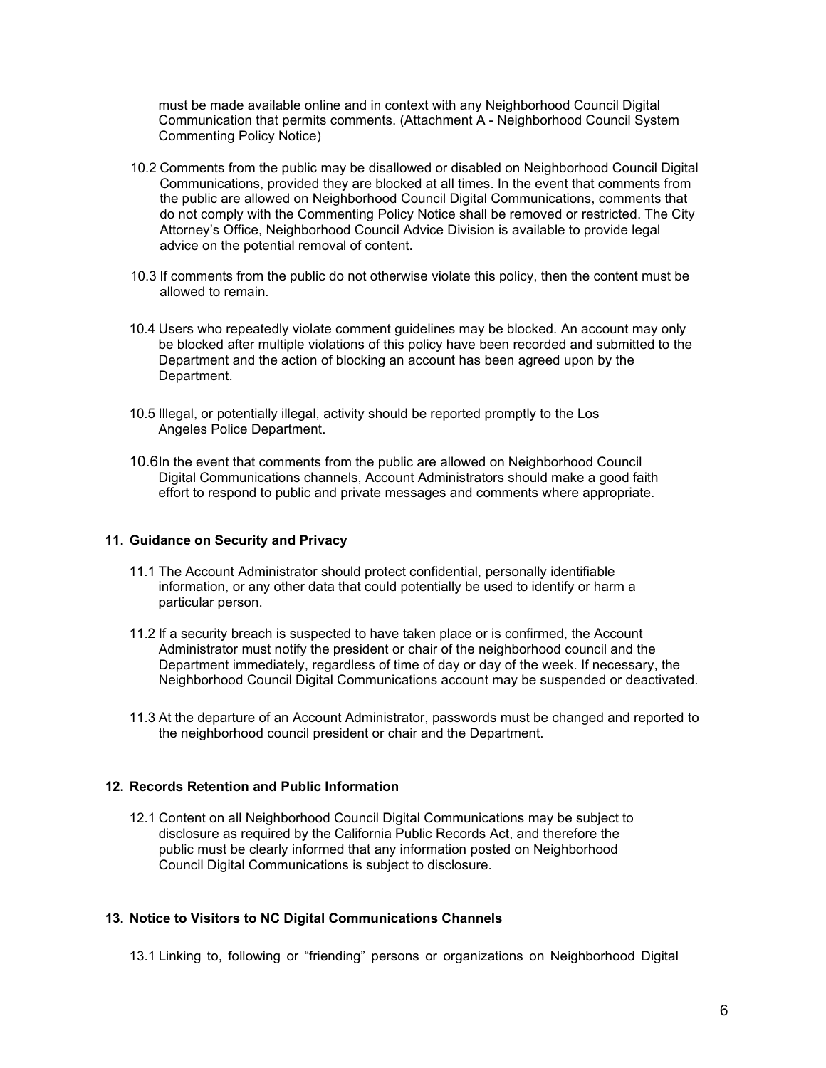must be made available online and in context with any Neighborhood Council Digital Communication that permits comments. (Attachment A - Neighborhood Council System Commenting Policy Notice)

10.2 Comments from the public may be disallowed or disabled on Neighborhood Council Digital Communications, provided they are blocked at all times. In the event that comments from the public are allowed on Neighborhood Council Digital Communications, comments that do not comply with the Commenting Policy Notice shall be removed or restricted. The City Attorney's Office, Neighborhood Council Advice Division is available to provide legal advice on the potential removal of content.

10.3 If comments from the public do not otherwise violate this policy, then the content must be allowed to remain.

10.4 Users who repeatedly violate comment guidelines may be blocked. An account may only be blocked after multiple violations of this policy have been recorded and submitted to the Department and the action of blocking an account has been agreed upon by the Department.

10.5 Illegal, or potentially illegal, activity should be reported promptly to the Los Angeles Police Department.

10.6 In the event that comments from the public are allowed on Neighborhood Council Digital Communications channels, Account Administrators should make a good faith effort to respond to public and private messages and comments where appropriate.

## 11. Guidance on Security and Privacy

11.1 The Account Administrator should protect confidential, personally identifiable information, or any other data that could potentially be used to identify or harm a particular person.

11.2 If a security breach is suspected to have taken place or is confirmed, the Account Administrator must notify the president or chair of the neighborhood council and the Department immediately, regardless of time of day or day of the week. If necessary, the Neighborhood Council Digital Communications account may be suspended or deactivated.

11.3 At the departure of an Account Administrator, passwords must be changed and reported to the neighborhood council president or chair and the Department.

## 12. Records Retention and Public Information

12.1 Content on all Neighborhood Council Digital Communications may be subject to disclosure as required by the California Public Records Act, and therefore the public must be clearly informed that any information posted on Neighborhood Council Digital Communications is subject to disclosure.

## 13. Notice to Visitors to NC Digital Communications Channels

13.1 Linking to, following or "friending" persons or organizations on Neighborhood Digital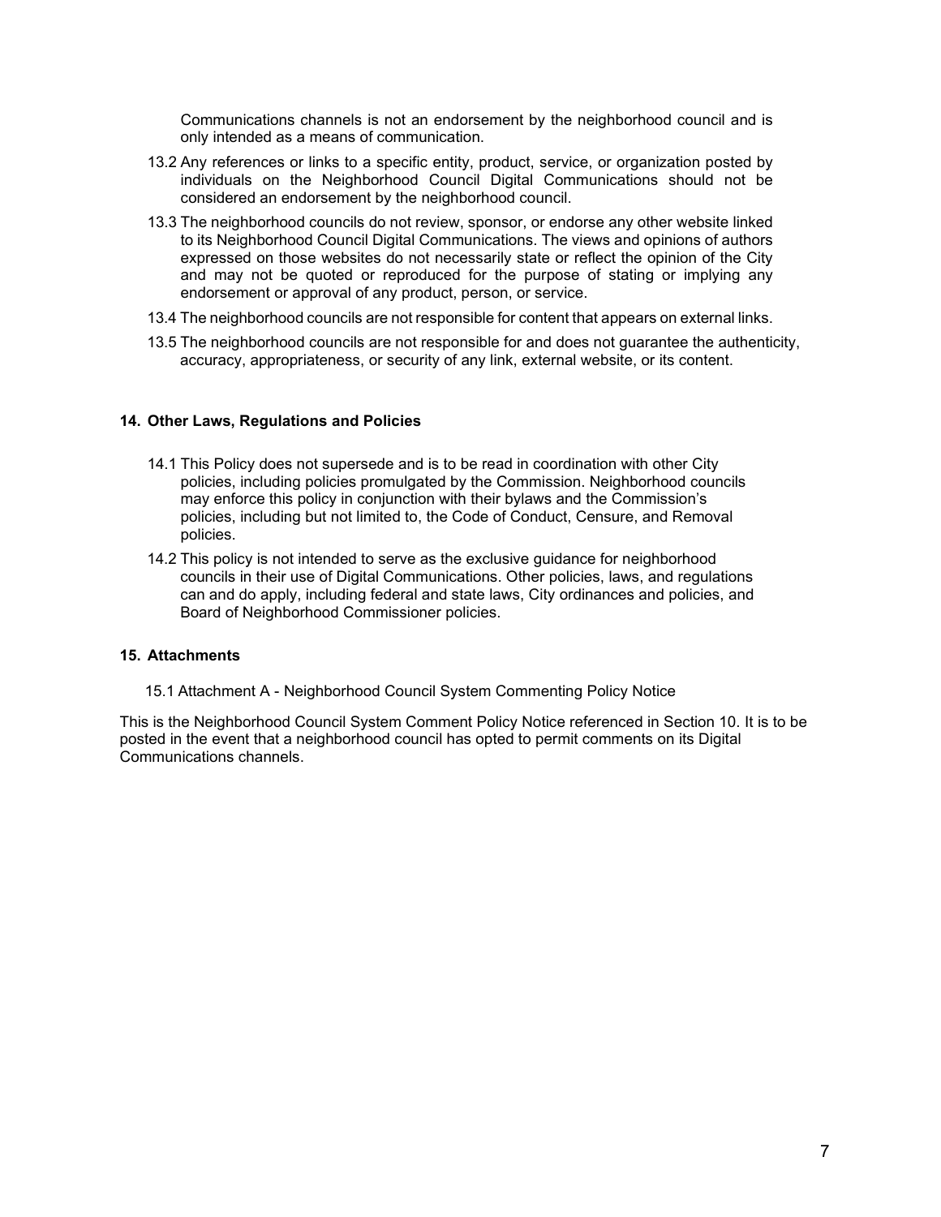Communications channels is not an endorsement by the neighborhood council and is only intended as a means of communication.

13.2 Any references or links to a specific entity, product, service, or organization posted by individuals on the Neighborhood Council Digital Communications should not be considered an endorsement by the neighborhood council.

13.3 The neighborhood councils do not review, sponsor, or endorse any other website linked to its Neighborhood Council Digital Communications. The views and opinions of authors expressed on those websites do not necessarily state or reflect the opinion of the City and may not be quoted or reproduced for the purpose of stating or implying any endorsement or approval of any product, person, or service.

13.4 The neighborhood councils are not responsible for content that appears on external links.

13.5 The neighborhood councils are not responsible for and does not guarantee the authenticity, accuracy, appropriateness, or security of any link, external website, or its content.

**14. Other Laws, Regulations and Policies**

14.1 This Policy does not supersede and is to be read in coordination with other City policies, including policies promulgated by the Commission. Neighborhood councils may enforce this policy in conjunction with their bylaws and the Commission's policies, including but not limited to, the Code of Conduct, Censure, and Removal policies.

14.2 This policy is not intended to serve as the exclusive guidance for neighborhood councils in their use of Digital Communications. Other policies, laws, and regulations can and do apply, including federal and state laws, City ordinances and policies, and Board of Neighborhood Commissioner policies.

**15. Attachments**

15.1 Attachment A - Neighborhood Council System Commenting Policy Notice

This is the Neighborhood Council System Comment Policy Notice referenced in Section 10. It is to be posted in the event that a neighborhood council has opted to permit comments on its Digital Communications channels.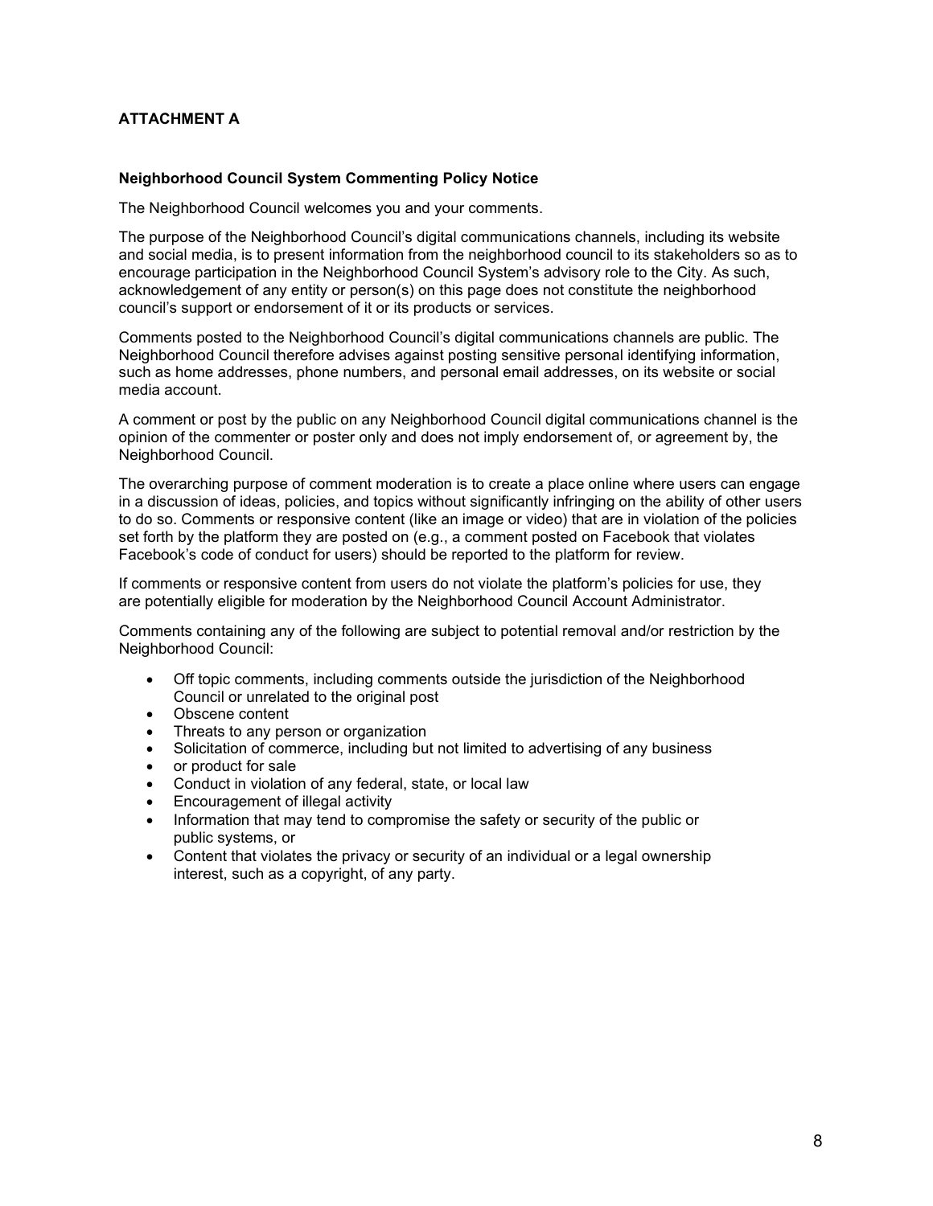**ATTACHMENT A**

**Neighborhood Council System Commenting Policy Notice**

The Neighborhood Council welcomes you and your comments.

The purpose of the Neighborhood Council's digital communications channels, including its website and social media, is to present information from the neighborhood council to its stakeholders so as to encourage participation in the Neighborhood Council System's advisory role to the City. As such, acknowledgement of any entity or person(s) on this page does not constitute the neighborhood council's support or endorsement of it or its products or services.

Comments posted to the Neighborhood Council's digital communications channels are public. The Neighborhood Council therefore advises against posting sensitive personal identifying information, such as home addresses, phone numbers, and personal email addresses, on its website or social media account.

A comment or post by the public on any Neighborhood Council digital communications channel is the opinion of the commenter or poster only and does not imply endorsement of, or agreement by, the Neighborhood Council.

The overarching purpose of comment moderation is to create a place online where users can engage in a discussion of ideas, policies, and topics without significantly infringing on the ability of other users to do so. Comments or responsive content (like an image or video) that are in violation of the policies set forth by the platform they are posted on (e.g., a comment posted on Facebook that violates Facebook's code of conduct for users) should be reported to the platform for review.

If comments or responsive content from users do not violate the platform's policies for use, they are potentially eligible for moderation by the Neighborhood Council Account Administrator.

Comments containing any of the following are subject to potential removal and/or restriction by the Neighborhood Council:

- Off topic comments, including comments outside the jurisdiction of the Neighborhood Council or unrelated to the original post
- Obscene content
- Threats to any person or organization
- Solicitation of commerce, including but not limited to advertising of any business
- or product for sale
- Conduct in violation of any federal, state, or local law
- Encouragement of illegal activity
- Information that may tend to compromise the safety or security of the public or public systems, or
- Content that violates the privacy or security of an individual or a legal ownership interest, such as a copyright, of any party.